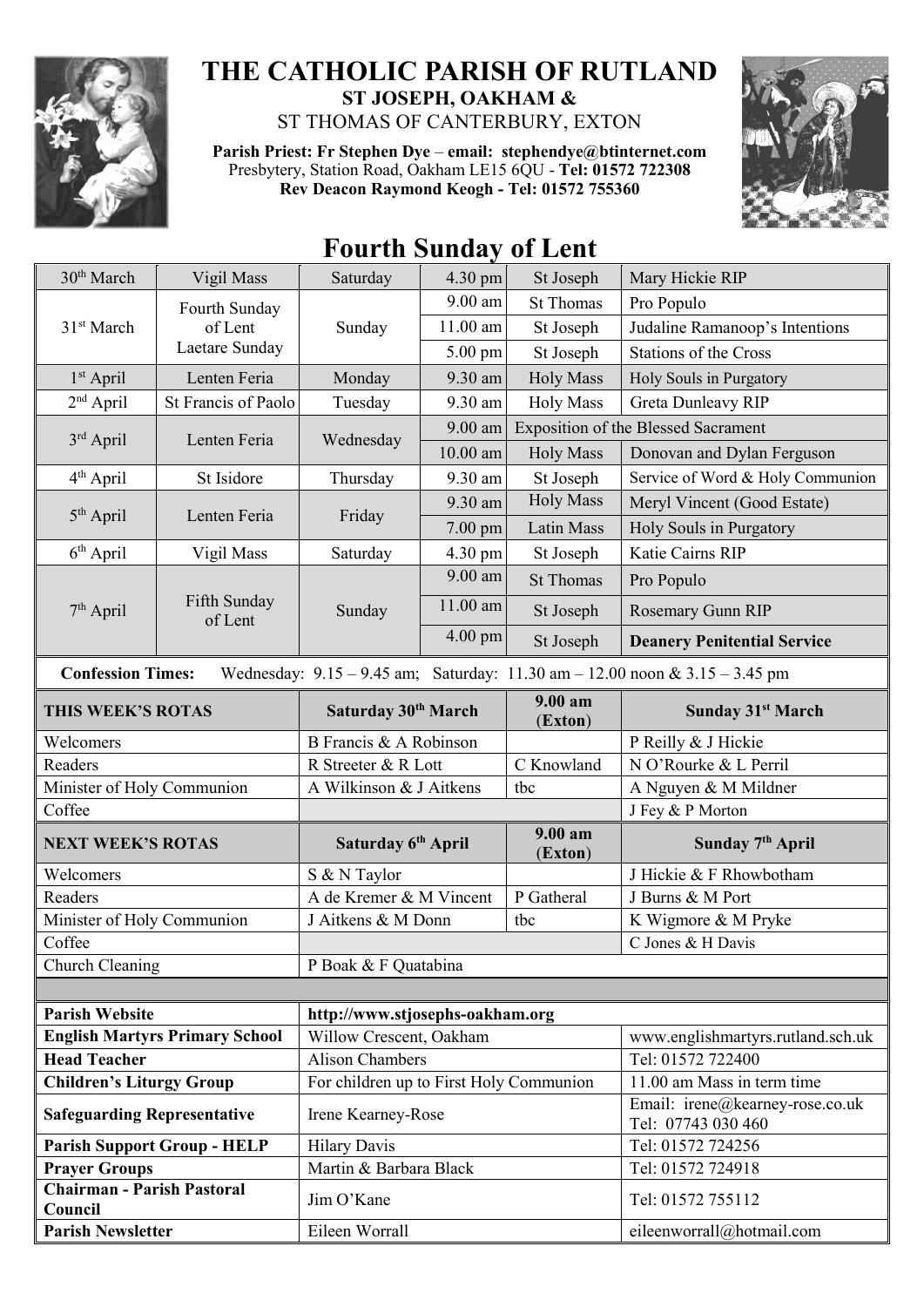# THE CATHOLIC PARISH OF RUTLAND

**ST JOSEPH, OAKHAM &**

ST THOMAS OF CANTERBURY, EXTON

**Parish Priest: Fr Stephen Dye** – **email: stephendye@btinternet.com**
Presbytery, Station Road, Oakham LE15 6QU - **Tel: 01572 722308**
**Rev Deacon Raymond Keogh - Tel: 01572 755360**

## Fourth Sunday of Lent

| | | | | | |
|---|---|---|---|---|---|
| 30th March | Vigil Mass | Saturday | 4.30 pm | St Joseph | Mary Hickie RIP |
| 31st March | Fourth Sunday of Lent Laetare Sunday | Sunday | 9.00 am | St Thomas | Pro Populo |
| | | | 11.00 am | St Joseph | Judaline Ramanoop's Intentions |
| | | | 5.00 pm | St Joseph | Stations of the Cross |
| 1st April | Lenten Feria | Monday | 9.30 am | Holy Mass | Holy Souls in Purgatory |
| 2nd April | St Francis of Paolo | Tuesday | 9.30 am | Holy Mass | Greta Dunleavy RIP |
| 3rd April | Lenten Feria | Wednesday | 9.00 am | Exposition of the Blessed Sacrament | |
| | | | 10.00 am | Holy Mass | Donovan and Dylan Ferguson |
| 4th April | St Isidore | Thursday | 9.30 am | St Joseph | Service of Word & Holy Communion |
| 5th April | Lenten Feria | Friday | 9.30 am | Holy Mass | Meryl Vincent (Good Estate) |
| | | | 7.00 pm | Latin Mass | Holy Souls in Purgatory |
| 6th April | Vigil Mass | Saturday | 4.30 pm | St Joseph | Katie Cairns RIP |
| 7th April | Fifth Sunday of Lent | Sunday | 9.00 am | St Thomas | Pro Populo |
| | | | 11.00 am | St Joseph | Rosemary Gunn RIP |
| | | | 4.00 pm | St Joseph | **Deanery Penitential Service** |

**Confession Times:** Wednesday: 9.15 – 9.45 am; Saturday: 11.30 am – 12.00 noon & 3.15 – 3.45 pm

| **THIS WEEK'S ROTAS** | **Saturday 30th March** | **9.00 am (Exton)** | **Sunday 31st March** |
|---|---|---|---|
| Welcomers | B Francis & A Robinson | | P Reilly & J Hickie |
| Readers | R Streeter & R Lott | C Knowland | N O'Rourke & L Perril |
| Minister of Holy Communion | A Wilkinson & J Aitkens | tbc | A Nguyen & M Mildner |
| Coffee | | | J Fey & P Morton |
| **NEXT WEEK'S ROTAS** | **Saturday 6th April** | **9.00 am (Exton)** | **Sunday 7th April** |
| Welcomers | S & N Taylor | | J Hickie & F Rhowbotham |
| Readers | A de Kremer & M Vincent | P Gatheral | J Burns & M Port |
| Minister of Holy Communion | J Aitkens & M Donn | tbc | K Wigmore & M Pryke |
| Coffee | | | C Jones & H Davis |
| Church Cleaning | P Boak & F Quatabina | | |

| | | |
|---|---|---|
| **Parish Website** | http://www.stjosephs-oakham.org | |
| **English Martyrs Primary School** | Willow Crescent, Oakham | www.englishmartyrs.rutland.sch.uk |
| **Head Teacher** | Alison Chambers | Tel: 01572 722400 |
| **Children's Liturgy Group** | For children up to First Holy Communion | 11.00 am Mass in term time |
| **Safeguarding Representative** | Irene Kearney-Rose | Email: irene@kearney-rose.co.uk Tel: 07743 030 460 |
| **Parish Support Group - HELP** | Hilary Davis | Tel: 01572 724256 |
| **Prayer Groups** | Martin & Barbara Black | Tel: 01572 724918 |
| **Chairman - Parish Pastoral Council** | Jim O'Kane | Tel: 01572 755112 |
| **Parish Newsletter** | Eileen Worrall | eileenworrall@hotmail.com |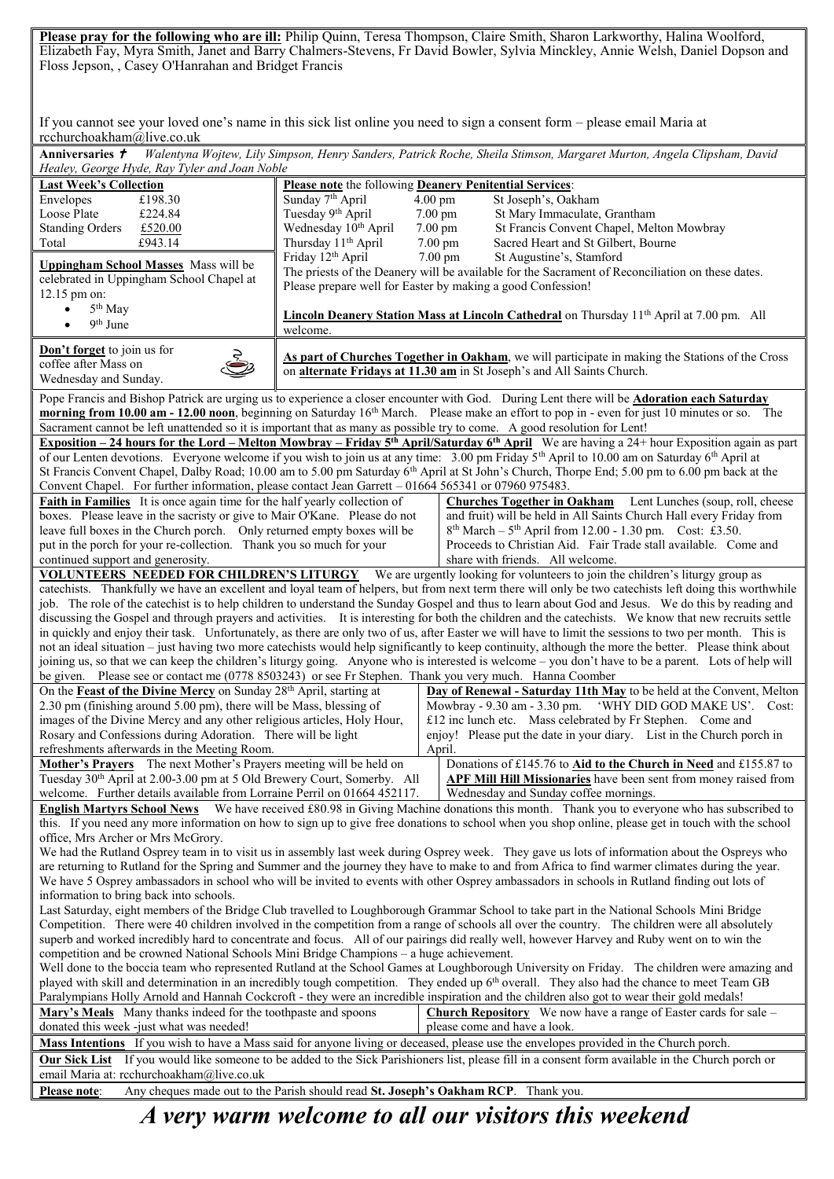**Please pray for the following who are ill:** Philip Quinn, Teresa Thompson, Claire Smith, Sharon Larkworthy, Halina Woolford, Elizabeth Fay, Myra Smith, Janet and Barry Chalmers-Stevens, Fr David Bowler, Sylvia Minckley, Annie Welsh, Daniel Dopson and Floss Jepson, , Casey O'Hanrahan and Bridget Francis

If you cannot see your loved one's name in this sick list online you need to sign a consent form – please email Maria at rcchurchoakham@live.co.uk

**Anniversaries ✝** *Walentyna Wojtew, Lily Simpson, Henry Sanders, Patrick Roche, Sheila Stimson, Margaret Murton, Angela Clipsham, David Healey, George Hyde, Ray Tyler and Joan Noble*

**Last Week's Collection**

| | |
|---|---|
| Envelopes | £198.30 |
| Loose Plate | £224.84 |
| Standing Orders | £520.00 |
| Total | £943.14 |

**Please note** the following **Deanery Penitential Services**:

| | | |
|---|---|---|
| Sunday 7th April | 4.00 pm | St Joseph's, Oakham |
| Tuesday 9th April | 7.00 pm | St Mary Immaculate, Grantham |
| Wednesday 10th April | 7.00 pm | St Francis Convent Chapel, Melton Mowbray |
| Thursday 11th April | 7.00 pm | Sacred Heart and St Gilbert, Bourne |
| Friday 12th April | 7.00 pm | St Augustine's, Stamford |

The priests of the Deanery will be available for the Sacrament of Reconciliation on these dates. Please prepare well for Easter by making a good Confession!

**Uppingham School Masses** Mass will be celebrated in Uppingham School Chapel at 12.15 pm on:

- 5th May
- 9th June

**Lincoln Deanery Station Mass at Lincoln Cathedral** on Thursday 11th April at 7.00 pm. All welcome.

**Don't forget** to join us for coffee after Mass on Wednesday and Sunday.

**As part of Churches Together in Oakham**, we will participate in making the Stations of the Cross on **alternate Fridays at 11.30 am** in St Joseph's and All Saints Church.

Pope Francis and Bishop Patrick are urging us to experience a closer encounter with God. During Lent there will be **Adoration each Saturday morning from 10.00 am - 12.00 noon**, beginning on Saturday 16th March. Please make an effort to pop in - even for just 10 minutes or so. The Sacrament cannot be left unattended so it is important that as many as possible try to come. A good resolution for Lent!

**Exposition – 24 hours for the Lord – Melton Mowbray – Friday 5th April/Saturday 6th April** We are having a 24+ hour Exposition again as part of our Lenten devotions. Everyone welcome if you wish to join us at any time: 3.00 pm Friday 5th April to 10.00 am on Saturday 6th April at St Francis Convent Chapel, Dalby Road; 10.00 am to 5.00 pm Saturday 6th April at St John's Church, Thorpe End; 5.00 pm to 6.00 pm back at the Convent Chapel. For further information, please contact Jean Garrett – 01664 565341 or 07960 975483.

**Faith in Families** It is once again time for the half yearly collection of boxes. Please leave in the sacristy or give to Mair O'Kane. Please do not leave full boxes in the Church porch. Only returned empty boxes will be put in the porch for your re-collection. Thank you so much for your continued support and generosity.

**Churches Together in Oakham** Lent Lunches (soup, roll, cheese and fruit) will be held in All Saints Church Hall every Friday from 8th March – 5th April from 12.00 - 1.30 pm. Cost: £3.50. Proceeds to Christian Aid. Fair Trade stall available. Come and share with friends. All welcome.

**VOLUNTEERS NEEDED FOR CHILDREN'S LITURGY** We are urgently looking for volunteers to join the children's liturgy group as catechists. Thankfully we have an excellent and loyal team of helpers, but from next term there will only be two catechists left doing this worthwhile job. The role of the catechist is to help children to understand the Sunday Gospel and thus to learn about God and Jesus. We do this by reading and discussing the Gospel and through prayers and activities. It is interesting for both the children and the catechists. We know that new recruits settle in quickly and enjoy their task. Unfortunately, as there are only two of us, after Easter we will have to limit the sessions to two per month. This is not an ideal situation – just having two more catechists would help significantly to keep continuity, although the more the better. Please think about joining us, so that we can keep the children's liturgy going. Anyone who is interested is welcome – you don't have to be a parent. Lots of help will be given. Please see or contact me (0778 8503243) or see Fr Stephen. Thank you very much. Hanna Coomber

On the **Feast of the Divine Mercy** on Sunday 28th April, starting at 2.30 pm (finishing around 5.00 pm), there will be Mass, blessing of images of the Divine Mercy and any other religious articles, Holy Hour, Rosary and Confessions during Adoration. There will be light refreshments afterwards in the Meeting Room.

**Day of Renewal - Saturday 11th May** to be held at the Convent, Melton Mowbray - 9.30 am - 3.30 pm. 'WHY DID GOD MAKE US'. Cost: £12 inc lunch etc. Mass celebrated by Fr Stephen. Come and enjoy! Please put the date in your diary. List in the Church porch in April.

**Mother's Prayers** The next Mother's Prayers meeting will be held on Tuesday 30th April at 2.00-3.00 pm at 5 Old Brewery Court, Somerby. All welcome. Further details available from Lorraine Perril on 01664 452117.

Donations of £145.76 to **Aid to the Church in Need** and £155.87 to **APF Mill Hill Missionaries** have been sent from money raised from Wednesday and Sunday coffee mornings.

**English Martyrs School News** We have received £80.98 in Giving Machine donations this month. Thank you to everyone who has subscribed to this. If you need any more information on how to sign up to give free donations to school when you shop online, please get in touch with the school office, Mrs Archer or Mrs McGrory.

We had the Rutland Osprey team in to visit us in assembly last week during Osprey week. They gave us lots of information about the Ospreys who are returning to Rutland for the Spring and Summer and the journey they have to make to and from Africa to find warmer climates during the year. We have 5 Osprey ambassadors in school who will be invited to events with other Osprey ambassadors in schools in Rutland finding out lots of information to bring back into schools.

Last Saturday, eight members of the Bridge Club travelled to Loughborough Grammar School to take part in the National Schools Mini Bridge Competition. There were 40 children involved in the competition from a range of schools all over the country. The children were all absolutely superb and worked incredibly hard to concentrate and focus. All of our pairings did really well, however Harvey and Ruby went on to win the competition and be crowned National Schools Mini Bridge Champions – a huge achievement.

Well done to the boccia team who represented Rutland at the School Games at Loughborough University on Friday. The children were amazing and played with skill and determination in an incredibly tough competition. They ended up 6th overall. They also had the chance to meet Team GB Paralympians Holly Arnold and Hannah Cockcroft - they were an incredible inspiration and the children also got to wear their gold medals!

**Mary's Meals** Many thanks indeed for the toothpaste and spoons donated this week -just what was needed!

**Church Repository** We now have a range of Easter cards for sale – please come and have a look.

**Mass Intentions** If you wish to have a Mass said for anyone living or deceased, please use the envelopes provided in the Church porch.

**Our Sick List** If you would like someone to be added to the Sick Parishioners list, please fill in a consent form available in the Church porch or email Maria at: rcchurchoakham@live.co.uk

**Please note**: Any cheques made out to the Parish should read **St. Joseph's Oakham RCP**. Thank you.

***A very warm welcome to all our visitors this weekend***